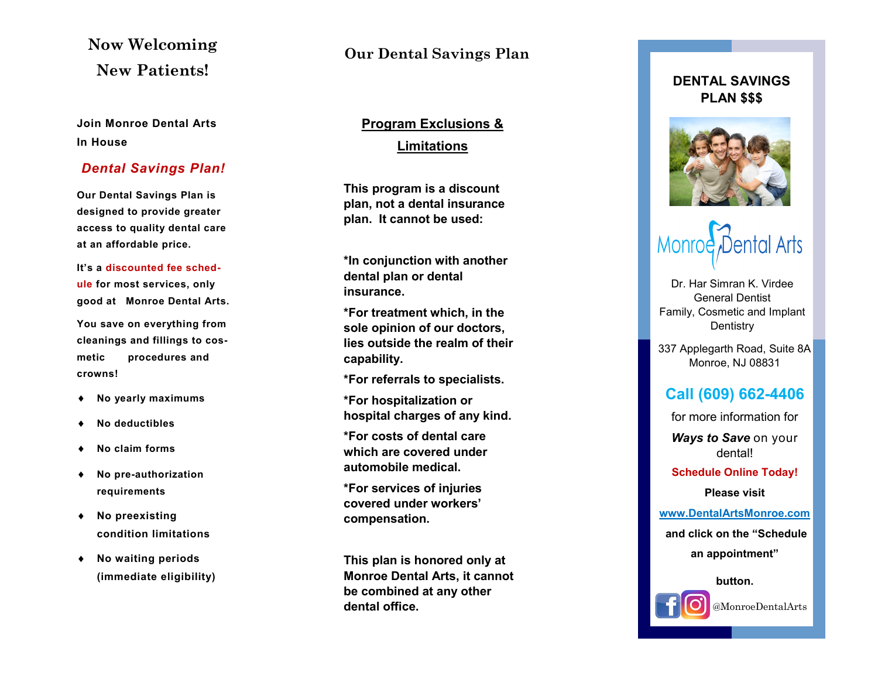# Now Welcoming New Patients!

Join Monroe Dental Arts In House

***Dental Savings Plan!***

Our Dental Savings Plan is designed to provide greater access to quality dental care at an affordable price.

It's a discounted fee schedule for most services, only good at Monroe Dental Arts.

You save on everything from cleanings and fillings to cosmetic procedures and crowns!

- No yearly maximums
- No deductibles
- No claim forms
- No pre-authorization requirements
- No preexisting condition limitations
- No waiting periods (immediate eligibility)

# Our Dental Savings Plan

## Program Exclusions & Limitations

**This program is a discount plan, not a dental insurance plan. It cannot be used:**

**\*In conjunction with another dental plan or dental insurance.**

**\*For treatment which, in the sole opinion of our doctors, lies outside the realm of their capability.**

**\*For referrals to specialists.**

**\*For hospitalization or hospital charges of any kind.**

**\*For costs of dental care which are covered under automobile medical.**

**\*For services of injuries covered under workers' compensation.**

**This plan is honored only at Monroe Dental Arts, it cannot be combined at any other dental office.**

## DENTAL SAVINGS PLAN $$$

Monroe Dental Arts

Dr. Har Simran K. Virdee
General Dentist
Family, Cosmetic and Implant Dentistry

337 Applegarth Road, Suite 8A
Monroe, NJ 08831

**Call (609) 662-4406**

for more information for

***Ways to Save*** on your dental!

**Schedule Online Today!**

**Please visit**

**www.DentalArtsMonroe.com**

**and click on the "Schedule an appointment" button.**

@MonroeDentalArts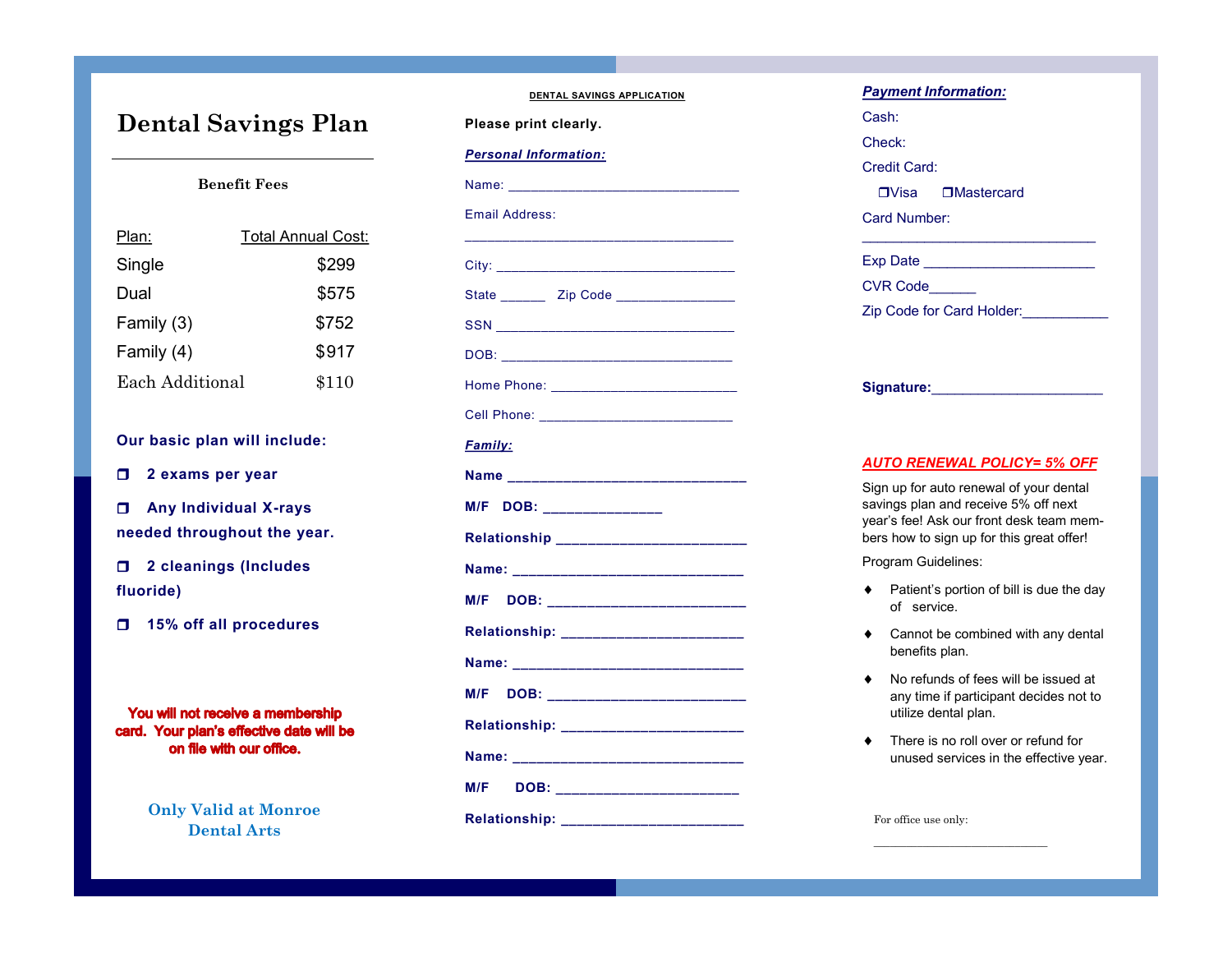# Dental Savings Plan

**Benefit Fees**

| Plan: | Total Annual Cost: |
|---|---|
| Single | $299 |
| Dual | $575 |
| Family (3) | $752 |
| Family (4) | $917 |
| Each Additional | $110 |

**Our basic plan will include:**

- ❐ **2 exams per year**
- ❐ **Any Individual X-rays needed throughout the year.**
- ❐ **2 cleanings (Includes fluoride)**
- ❐ **15% off all procedures**

**You will not receive a membership card. Your plan's effective date will be on file with our office.**

**Only Valid at Monroe Dental Arts**

**DENTAL SAVINGS APPLICATION**

**Please print clearly.**

***Personal Information:***

Name: ______________________________

Email Address:

__________________________________

City: ______________________________

State ______ Zip Code _______________

SSN ______________________________

DOB: _____________________________

Home Phone: _______________________

Cell Phone: ________________________

***Family:***

**Name** _____________________________

**M/F DOB:** ______________

**Relationship** _______________________

**Name:** ____________________________

**M/F DOB:** ________________________

**Relationship:** ______________________

**Name:** ____________________________

**M/F DOB:** ________________________

**Relationship:** ______________________

**Name:** ____________________________

**M/F DOB:** ______________________

**Relationship:** ______________________

***Payment Information:***

Cash:

Check:

Credit Card:

❐Visa ❐Mastercard

Card Number:

______________________________

Exp Date ______________________

CVR Code______

Zip Code for Card Holder:___________

**Signature:**______________________

***AUTO RENEWAL POLICY= 5% OFF***

Sign up for auto renewal of your dental savings plan and receive 5% off next year's fee! Ask our front desk team members how to sign up for this great offer!

Program Guidelines:

- Patient's portion of bill is due the day of service.
- Cannot be combined with any dental benefits plan.
- No refunds of fees will be issued at any time if participant decides not to utilize dental plan.
- There is no roll over or refund for unused services in the effective year.

For office use only:

______________________________